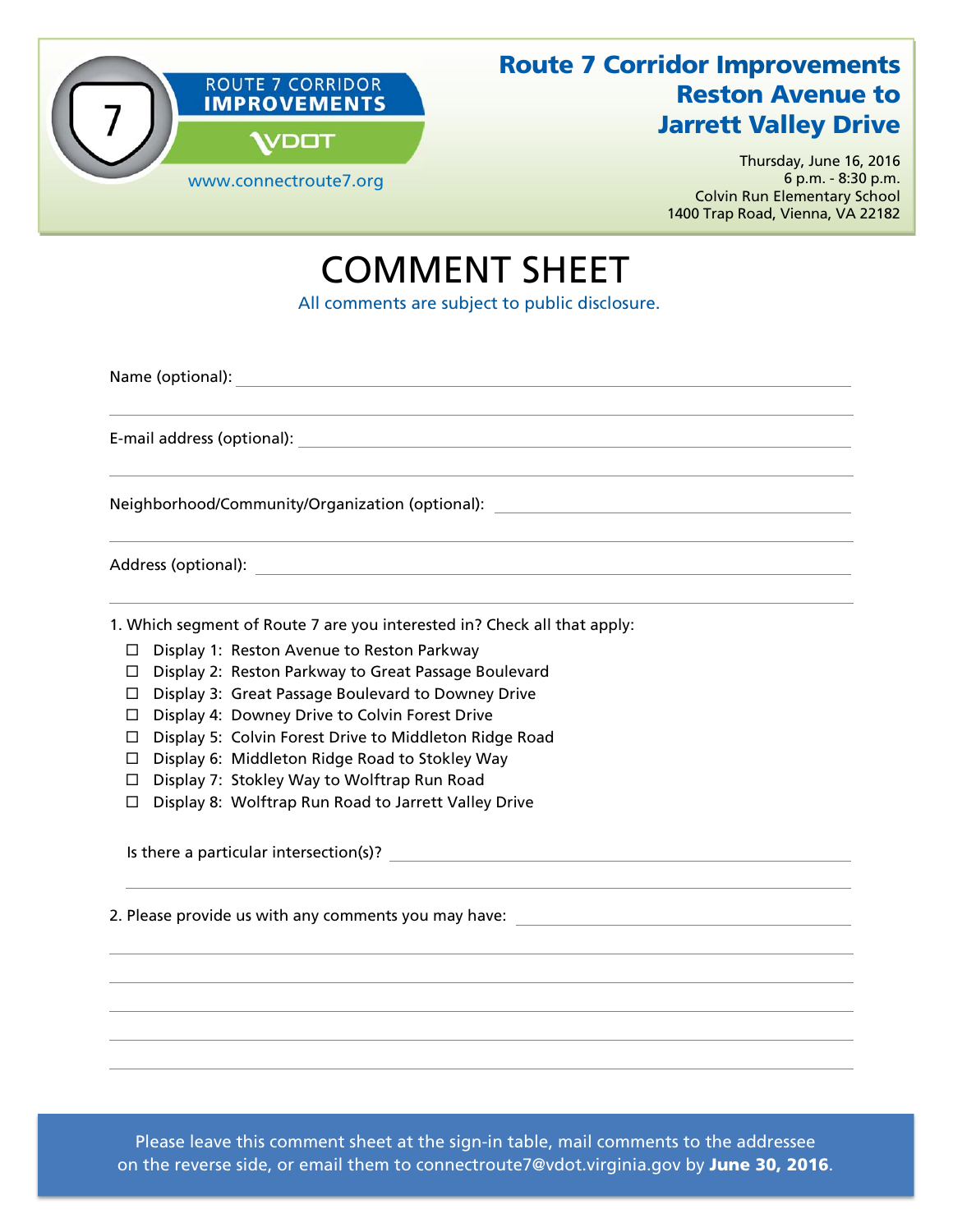ROUTE 7 CORRIDOR IMPROVEMENTS

VDOT

www.connectroute7.org

# Route 7 Corridor Improvements Reston Avenue to Jarrett Valley Drive

Thursday, June 16, 2016
6 p.m. - 8:30 p.m.
Colvin Run Elementary School
1400 Trap Road, Vienna, VA 22182

# COMMENT SHEET

All comments are subject to public disclosure.

Name (optional): ______________________________________________

E-mail address (optional): ______________________________________________

Neighborhood/Community/Organization (optional): ______________________________________________

Address (optional): ______________________________________________

1. Which segment of Route 7 are you interested in? Check all that apply:

- ☐ Display 1: Reston Avenue to Reston Parkway
- ☐ Display 2: Reston Parkway to Great Passage Boulevard
- ☐ Display 3: Great Passage Boulevard to Downey Drive
- ☐ Display 4: Downey Drive to Colvin Forest Drive
- ☐ Display 5: Colvin Forest Drive to Middleton Ridge Road
- ☐ Display 6: Middleton Ridge Road to Stokley Way
- ☐ Display 7: Stokley Way to Wolftrap Run Road
- ☐ Display 8: Wolftrap Run Road to Jarrett Valley Drive

Is there a particular intersection(s)? ______________________________________________

2. Please provide us with any comments you may have: ______________________________________________

Please leave this comment sheet at the sign-in table, mail comments to the addressee on the reverse side, or email them to connectroute7@vdot.virginia.gov by **June 30, 2016**.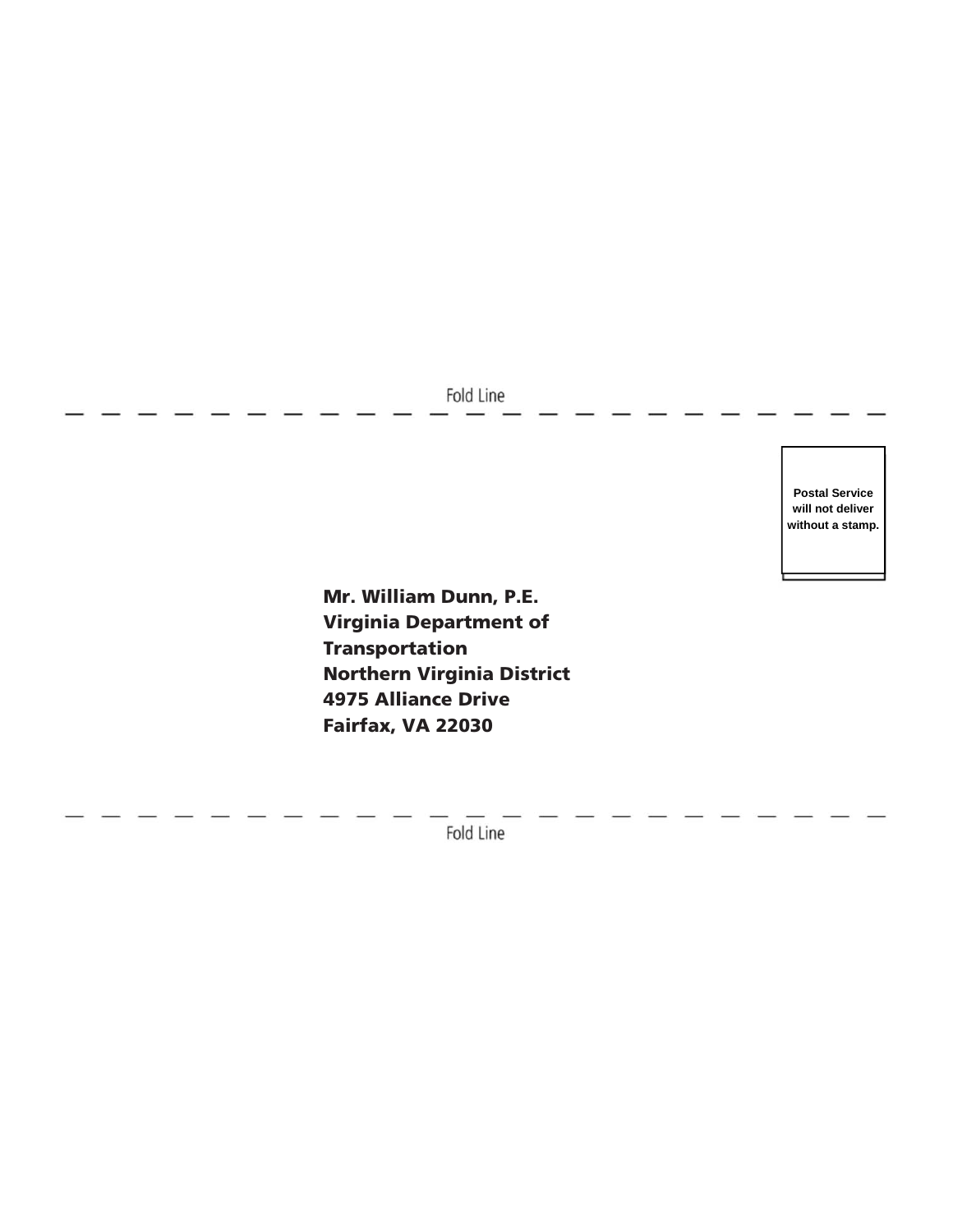Fold Line

Postal Service will not deliver without a stamp.

**Mr. William Dunn, P.E.**
**Virginia Department of Transportation**
**Northern Virginia District**
**4975 Alliance Drive**
**Fairfax, VA 22030**

Fold Line